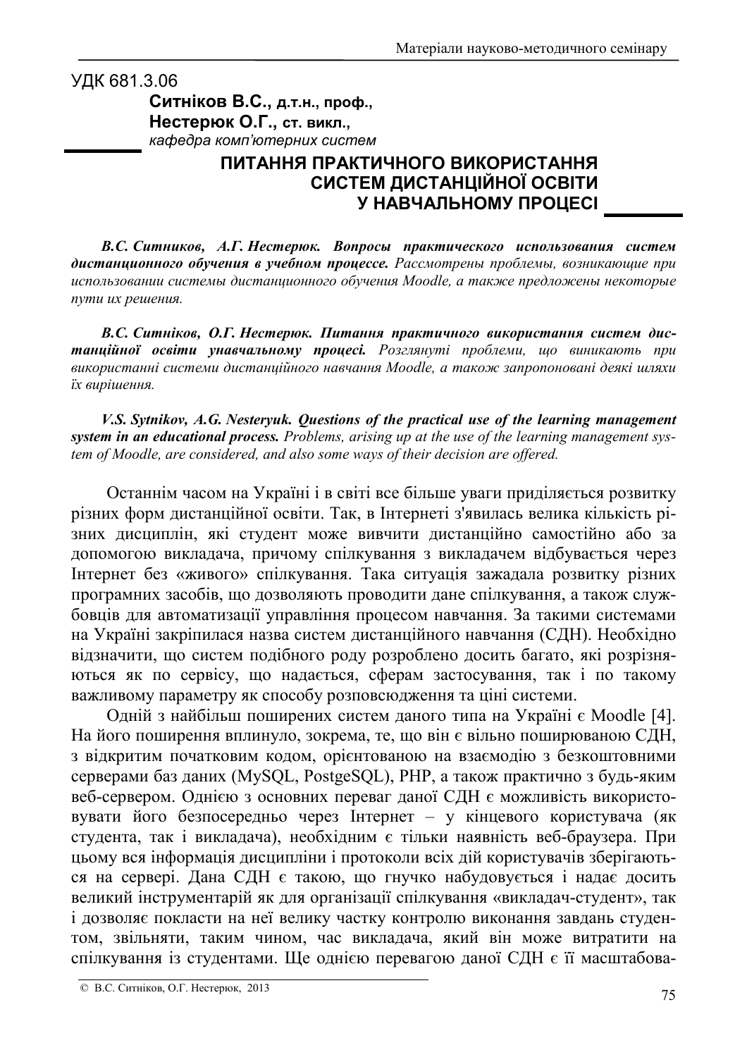УДК 681.3.06

**Ситніков В.С., д.т.н., проф.,**
**Нестерюк О.Г., ст. викл.,**
*кафедра комп'ютерних систем*

# ПИТАННЯ ПРАКТИЧНОГО ВИКОРИСТАННЯ СИСТЕМ ДИСТАНЦІЙНОЇ ОСВІТИ У НАВЧАЛЬНОМУ ПРОЦЕСІ

***В.С. Ситников, А.Г. Нестерюк. Вопросы практического использования систем дистанционного обучения в учебном процессе.*** *Рассмотрены проблемы, возникающие при использовании системы дистанционного обучения Moodle, а также предложены некоторые пути их решения.*

***В.С. Ситніков, О.Г. Нестерюк. Питання практичного використання систем дистанційної освіти унавчальному процесі.*** *Розглянуті проблеми, що виникають при використанні системи дистанційного навчання Moodle, а також запропоновані деякі шляхи їх вирішення.*

***V.S. Sytnikov, A.G. Nesteryuk. Questions of the practical use of the learning management system in an educational process.*** *Problems, arising up at the use of the learning management system of Moodle, are considered, and also some ways of their decision are offered.*

Останнім часом на Україні і в світі все більше уваги приділяється розвитку різних форм дистанційної освіти. Так, в Інтернеті з'явилась велика кількість різних дисциплін, які студент може вивчити дистанційно самостійно або за допомогою викладача, причому спілкування з викладачем відбувається через Інтернет без «живого» спілкування. Така ситуація зажадала розвитку різних програмних засобів, що дозволяють проводити дане спілкування, а також службовців для автоматизації управління процесом навчання. За такими системами на Україні закріпилася назва систем дистанційного навчання (СДН). Необхідно відзначити, що систем подібного роду розроблено досить багато, які розрізняються як по сервісу, що надається, сферам застосування, так і по такому важливому параметру як способу розповсюдження та ціні системи.

Одній з найбільш поширених систем даного типа на Україні є Moodle [4]. На його поширення вплинуло, зокрема, те, що він є вільно поширюваною СДН, з відкритим початковим кодом, орієнтованою на взаємодію з безкоштовними серверами баз даних (MySQL, PostgeSQL), PHP, а також практично з будь-яким веб-сервером. Однією з основних переваг даної СДН є можливість використовувати його безпосередньо через Інтернет – у кінцевого користувача (як студента, так і викладача), необхідним є тільки наявність веб-браузера. При цьому вся інформація дисципліни і протоколи всіх дій користувачів зберігаються на сервері. Дана СДН є такою, що гнучко набудовується і надає досить великий інструментарій як для організації спілкування «викладач-студент», так і дозволяє покласти на неї велику частку контролю виконання завдань студентом, звільняти, таким чином, час викладача, який він може витратити на спілкування із студентами. Ще однією перевагою даної СДН є її масштабова-

© В.С. Ситніков, О.Г. Нестерюк, 2013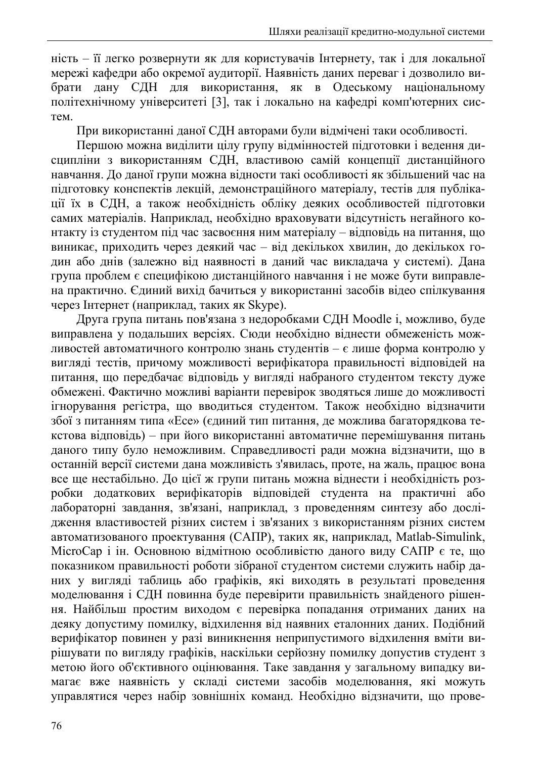ність – її легко розвернути як для користувачів Інтернету, так і для локальної мережі кафедри або окремої аудиторії. Наявність даних переваг і дозволило вибрати дану СДН для використання, як в Одеському національному політехнічному університеті [3], так і локально на кафедрі комп'ютерних систем.

При використанні даної СДН авторами були відмічені таки особливості.

Першою можна виділити цілу групу відмінностей підготовки і ведення дисципліни з використанням СДН, властивою самій концепції дистанційного навчання. До даної групи можна відности такі особливості як збільшений час на підготовку конспектів лекцій, демонстраційного матеріалу, тестів для публікації їх в СДН, а також необхідність обліку деяких особливостей підготовки самих матеріалів. Наприклад, необхідно враховувати відсутність негайного контакту із студентом під час засвоєння ним матеріалу – відповідь на питання, що виникає, приходить через деякий час – від декількох хвилин, до декількох годин або днів (залежно від наявності в даний час викладача у системі). Дана група проблем є специфікою дистанційного навчання і не може бути виправлена практично. Єдиний вихід бачиться у використанні засобів відео спілкування через Інтернет (наприклад, таких як Skype).

Друга група питань пов'язана з недоробками СДН Moodle і, можливо, буде виправлена у подальших версіях. Сюди необхідно віднести обмеженість можливостей автоматичного контролю знань студентів – є лише форма контролю у вигляді тестів, причому можливості верифікатора правильності відповідей на питання, що передбачає відповідь у вигляді набраного студентом тексту дуже обмежені. Фактично можливі варіанти перевірок зводяться лише до можливості ігнорування регістра, що вводиться студентом. Також необхідно відзначити збої з питанням типа «Есе» (єдиний тип питання, де можлива багаторядкова текстова відповідь) – при його використанні автоматичне перемішування питань даного типу було неможливим. Справедливості ради можна відзначити, що в останній версії системи дана можливість з'явилась, проте, на жаль, працює вона все ще нестабільно. До цієї ж групи питань можна віднести і необхідність розробки додаткових верифікаторів відповідей студента на практичні або лабораторні завдання, зв'язані, наприклад, з проведенням синтезу або дослідження властивостей різних систем і зв'язаних з використанням різних систем автоматизованого проектування (САПР), таких як, наприклад, Matlab-Simulink, MicroCap і ін. Основною відмітною особливістю даного виду САПР є те, що показником правильності роботи зібраної студентом системи служить набір даних у вигляді таблиць або графіків, які виходять в результаті проведення моделювання і СДН повинна буде перевірити правильність знайденого рішення. Найбільш простим виходом є перевірка попадання отриманих даних на деяку допустиму помилку, відхилення від наявних еталонних даних. Подібний верифікатор повинен у разі виникнення неприпустимого відхилення вміти вирішувати по вигляду графіків, наскільки серйозну помилку допустив студент з метою його об'єктивного оцінювання. Таке завдання у загальному випадку вимагає вже наявність у складі системи засобів моделювання, які можуть управлятися через набір зовнішніх команд. Необхідно відзначити, що прове-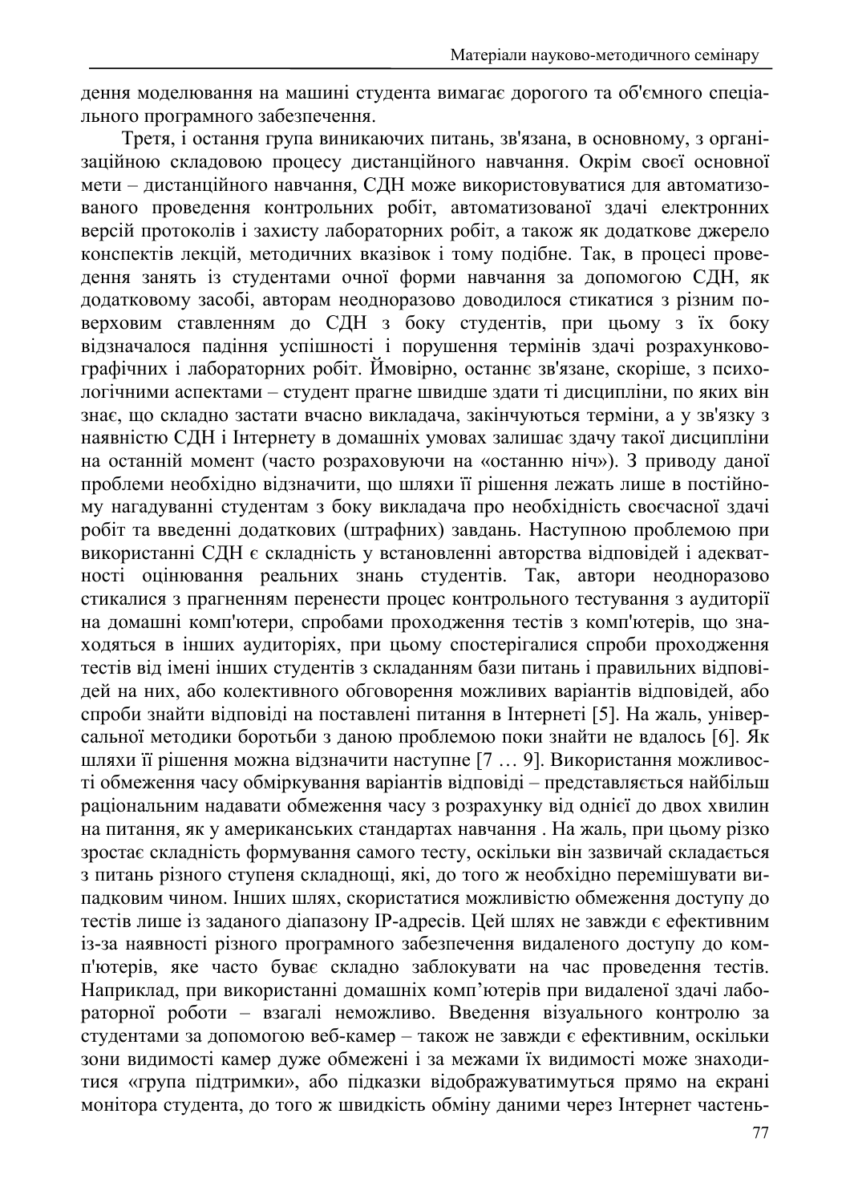дення моделювання на машині студента вимагає дорогого та об'ємного спеціального програмного забезпечення.

Третя, і остання група виникаючих питань, зв'язана, в основному, з організаційною складовою процесу дистанційного навчання. Окрім своєї основної мети – дистанційного навчання, СДН може використовуватися для автоматизованого проведення контрольних робіт, автоматизованої здачі електронних версій протоколів і захисту лабораторних робіт, а також як додаткове джерело конспектів лекцій, методичних вказівок і тому подібне. Так, в процесі проведення занять із студентами очної форми навчання за допомогою СДН, як додатковому засобі, авторам неодноразово доводилося стикатися з різним поверховим ставленням до СДН з боку студентів, при цьому з їх боку відзначалося падіння успішності і порушення термінів здачі розрахунково-графічних і лабораторних робіт. Ймовірно, останнє зв'язане, скоріше, з психологічними аспектами – студент прагне швидше здати ті дисципліни, по яких він знає, що складно застати вчасно викладача, закінчуються терміни, а у зв'язку з наявністю СДН і Інтернету в домашніх умовах залишає здачу такої дисципліни на останній момент (часто розраховуючи на «останню ніч»). З приводу даної проблеми необхідно відзначити, що шляхи її рішення лежать лише в постійному нагадуванні студентам з боку викладача про необхідність своєчасної здачі робіт та введенні додаткових (штрафних) завдань. Наступною проблемою при використанні СДН є складність у встановленні авторства відповідей і адекватності оцінювання реальних знань студентів. Так, автори неодноразово стикалися з прагненням перенести процес контрольного тестування з аудиторії на домашні комп'ютери, спробами проходження тестів з комп'ютерів, що знаходяться в інших аудиторіях, при цьому спостерігалися спроби проходження тестів від імені інших студентів з складанням бази питань і правильних відповідей на них, або колективного обговорення можливих варіантів відповідей, або спроби знайти відповіді на поставлені питання в Інтернеті [5]. На жаль, універсальної методики боротьби з даною проблемою поки знайти не вдалось [6]. Як шляхи її рішення можна відзначити наступне [7 … 9]. Використання можливості обмеження часу обміркування варіантів відповіді – представляється найбільш раціональним надавати обмеження часу з розрахунку від однієї до двох хвилин на питання, як у американських стандартах навчання . На жаль, при цьому різко зростає складність формування самого тесту, оскільки він зазвичай складається з питань різного ступеня складнощі, які, до того ж необхідно перемішувати випадковим чином. Інших шлях, скористатися можливістю обмеження доступу до тестів лише із заданого діапазону IP-адресів. Цей шлях не завжди є ефективним із-за наявності різного програмного забезпечення видаленого доступу до комп'ютерів, яке часто буває складно заблокувати на час проведення тестів. Наприклад, при використанні домашніх комп'ютерів при видаленої здачі лабораторної роботи – взагалі неможливо. Введення візуального контролю за студентами за допомогою веб-камер – також не завжди є ефективним, оскільки зони видимості камер дуже обмежені і за межами їх видимості може знаходитися «група підтримки», або підказки відображуватимуться прямо на екрані монітора студента, до того ж швидкість обміну даними через Інтернет частень-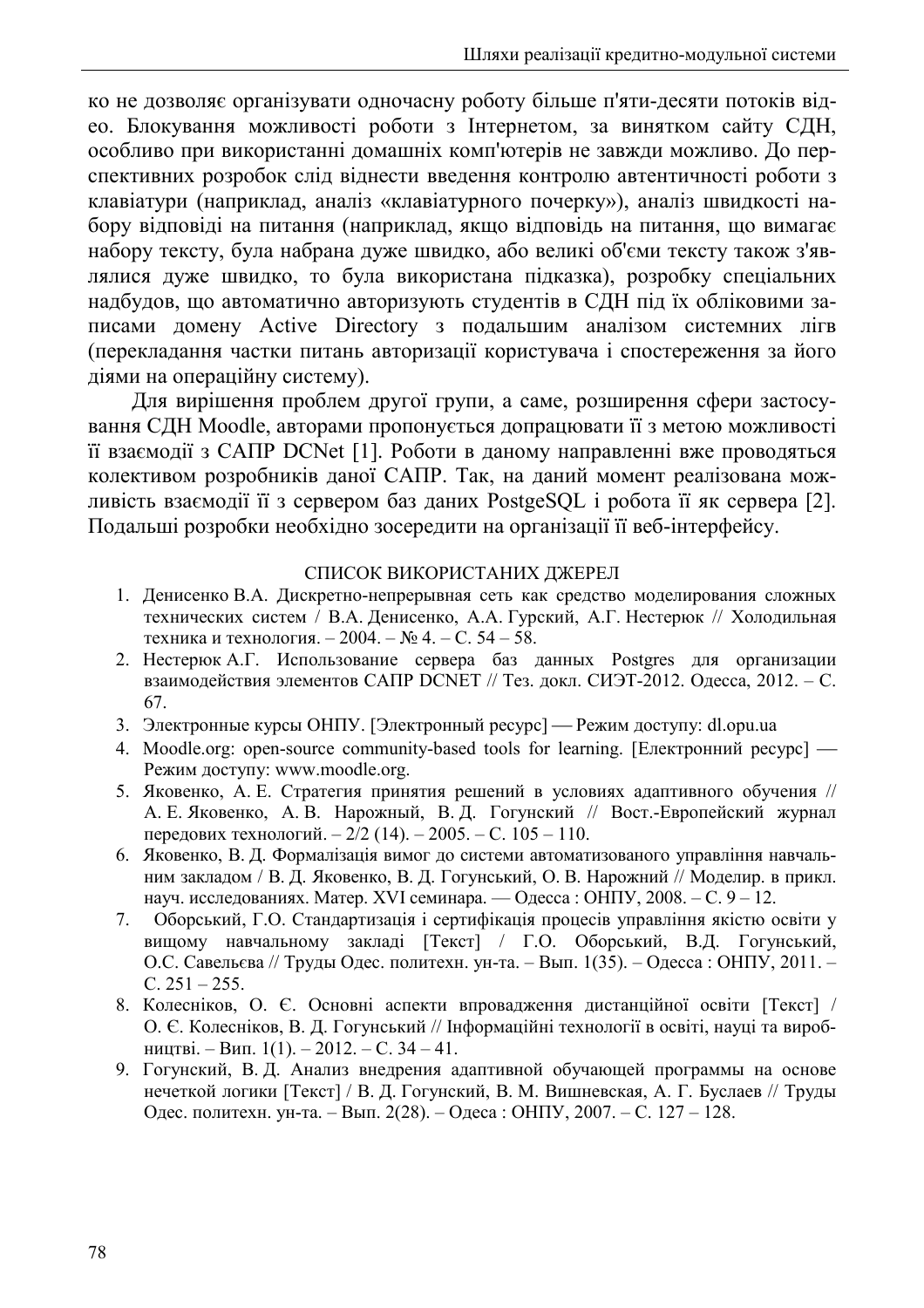ко не дозволяє організувати одночасну роботу більше п'яти-десяти потоків відео. Блокування можливості роботи з Інтернетом, за винятком сайту СДН, особливо при використанні домашніх комп'ютерів не завжди можливо. До перспективних розробок слід віднести введення контролю автентичності роботи з клавіатури (наприклад, аналіз «клавіатурного почерку»), аналіз швидкості набору відповіді на питання (наприклад, якщо відповідь на питання, що вимагає набору тексту, була набрана дуже швидко, або великі об'єми тексту також з'являлися дуже швидко, то була використана підказка), розробку спеціальних надбудов, що автоматично авторизують студентів в СДН під їх обліковими записами домену Active Directory з подальшим аналізом системних лігв (перекладання частки питань авторизації користувача і спостереження за його діями на операційну систему).

Для вирішення проблем другої групи, а саме, розширення сфери застосування СДН Moodle, авторами пропонується допрацювати її з метою можливості її взаємодії з САПР DCNet [1]. Роботи в даному направленні вже проводяться колективом розробників даної САПР. Так, на даний момент реалізована можливість взаємодії її з сервером баз даних PostgeSQL і робота її як сервера [2]. Подальші розробки необхідно зосередити на організації її веб-інтерфейсу.

## СПИСОК ВИКОРИСТАНИХ ДЖЕРЕЛ

1. Денисенко В.А. Дискретно-непрерывная сеть как средство моделирования сложных технических систем / В.А. Денисенко, А.А. Гурский, А.Г. Нестерюк // Холодильная техника и технология. – 2004. – № 4. – С. 54 – 58.
2. Нестерюк А.Г. Использование сервера баз данных Postgres для организации взаимодействия элементов САПР DCNET // Тез. докл. СИЭТ-2012. Одесса, 2012. – С. 67.
3. Электронные курсы ОНПУ. [Электронный ресурс] — Режим доступу: dl.opu.ua
4. Moodle.org: open-source community-based tools for learning. [Електронний ресурс] — Режим доступу: www.moodle.org.
5. Яковенко, А. Е. Стратегия принятия решений в условиях адаптивного обучения // А. Е. Яковенко, А. В. Нарожный, В. Д. Гогунский // Вост.-Европейский журнал передових технологий. – 2/2 (14). – 2005. – С. 105 – 110.
6. Яковенко, В. Д. Формалізація вимог до системи автоматизованого управління навчальним закладом / В. Д. Яковенко, В. Д. Гогунський, О. В. Нарожний // Моделир. в прикл. науч. исследованиях. Матер. XVI семинара. — Одесса : ОНПУ, 2008. – С. 9 – 12.
7. Оборський, Г.О. Стандартизація і сертифікація процесів управління якістю освіти у вищому навчальному закладі [Текст] / Г.О. Оборський, В.Д. Гогунський, О.С. Савельєва // Труды Одес. политехн. ун-та. – Вып. 1(35). – Одесса : ОНПУ, 2011. – С. 251 – 255.
8. Колесніков, О. Є. Основні аспекти впровадження дистанційної освіти [Текст] / О. Є. Колесніков, В. Д. Гогунський // Інформаційні технології в освіті, науці та виробництві. – Вип. 1(1). – 2012. – С. 34 – 41.
9. Гогунский, В. Д. Анализ внедрения адаптивной обучающей программы на основе нечеткой логики [Текст] / В. Д. Гогунский, В. М. Вишневская, А. Г. Буслаев // Труды Одес. политехн. ун-та. – Вып. 2(28). – Одеса : ОНПУ, 2007. – С. 127 – 128.